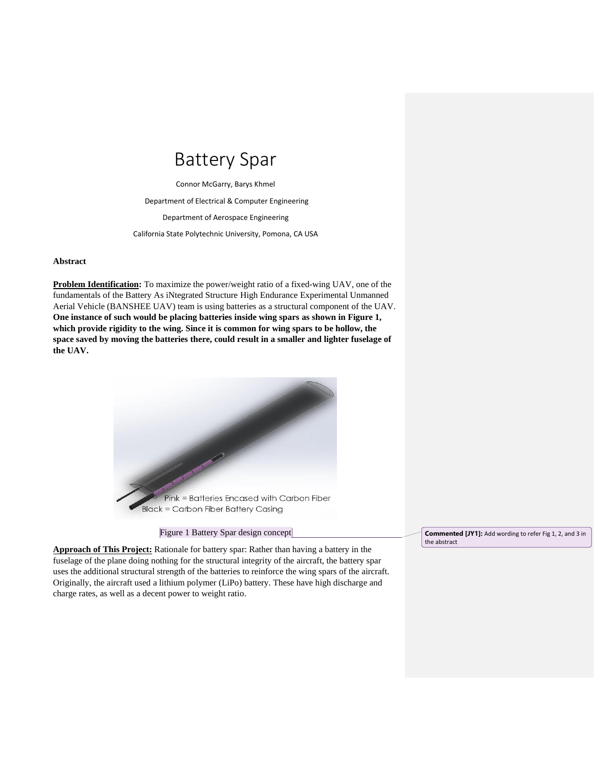# Battery Spar

Connor McGarry, Barys Khmel

Department of Electrical & Computer Engineering

Department of Aerospace Engineering

California State Polytechnic University, Pomona, CA USA

**Abstract**

**Problem Identification:** To maximize the power/weight ratio of a fixed-wing UAV, one of the fundamentals of the Battery As iNtegrated Structure High Endurance Experimental Unmanned Aerial Vehicle (BANSHEE UAV) team is using batteries as a structural component of the UAV. **One instance of such would be placing batteries inside wing spars as shown in Figure 1, which provide rigidity to the wing. Since it is common for wing spars to be hollow, the space saved by moving the batteries there, could result in a smaller and lighter fuselage of the UAV.**

Figure 1 Battery Spar design concept

**Commented [JY1]:** Add wording to refer Fig 1, 2, and 3 in the abstract

**Approach of This Project:** Rationale for battery spar: Rather than having a battery in the fuselage of the plane doing nothing for the structural integrity of the aircraft, the battery spar uses the additional structural strength of the batteries to reinforce the wing spars of the aircraft. Originally, the aircraft used a lithium polymer (LiPo) battery. These have high discharge and charge rates, as well as a decent power to weight ratio.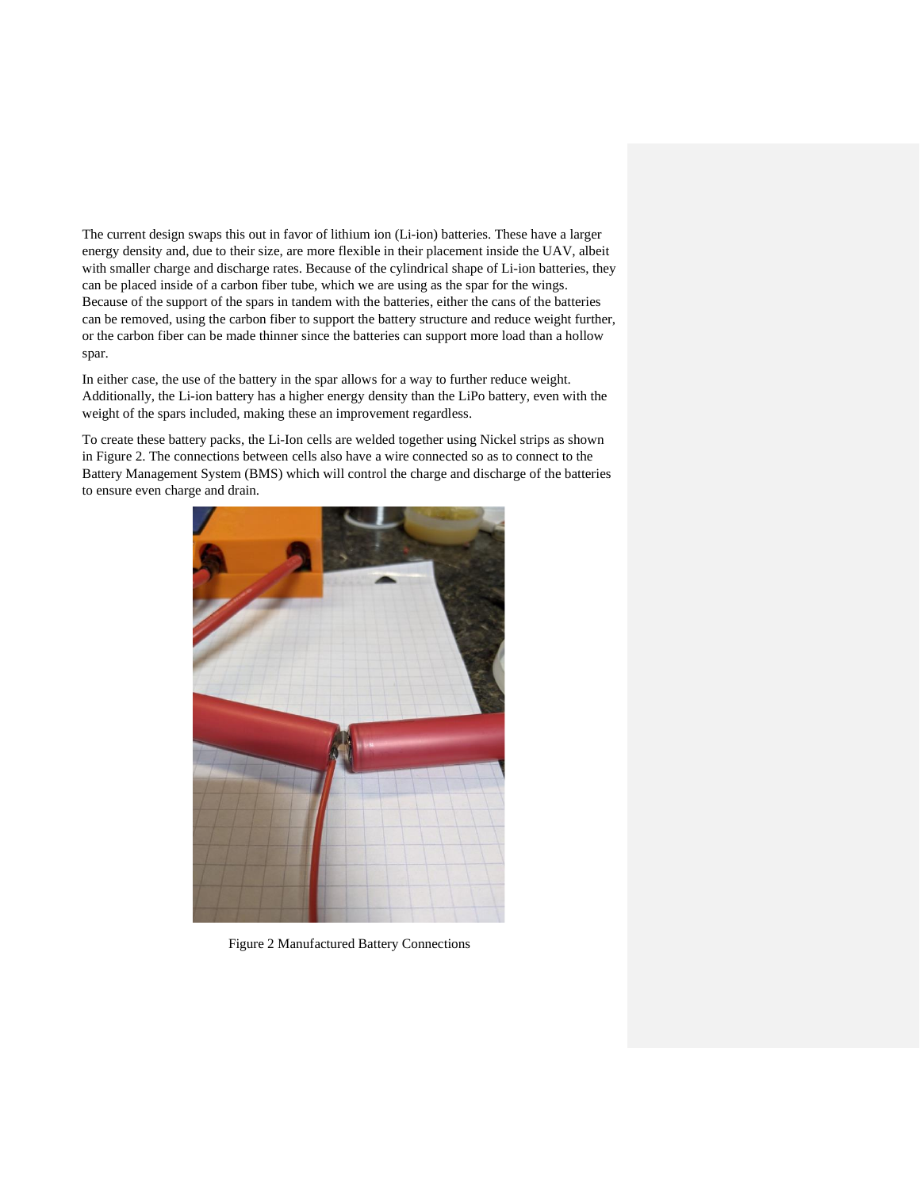The current design swaps this out in favor of lithium ion (Li-ion) batteries. These have a larger energy density and, due to their size, are more flexible in their placement inside the UAV, albeit with smaller charge and discharge rates. Because of the cylindrical shape of Li-ion batteries, they can be placed inside of a carbon fiber tube, which we are using as the spar for the wings. Because of the support of the spars in tandem with the batteries, either the cans of the batteries can be removed, using the carbon fiber to support the battery structure and reduce weight further, or the carbon fiber can be made thinner since the batteries can support more load than a hollow spar.

In either case, the use of the battery in the spar allows for a way to further reduce weight. Additionally, the Li-ion battery has a higher energy density than the LiPo battery, even with the weight of the spars included, making these an improvement regardless.

To create these battery packs, the Li-Ion cells are welded together using Nickel strips as shown in Figure 2. The connections between cells also have a wire connected so as to connect to the Battery Management System (BMS) which will control the charge and discharge of the batteries to ensure even charge and drain.

Figure 2 Manufactured Battery Connections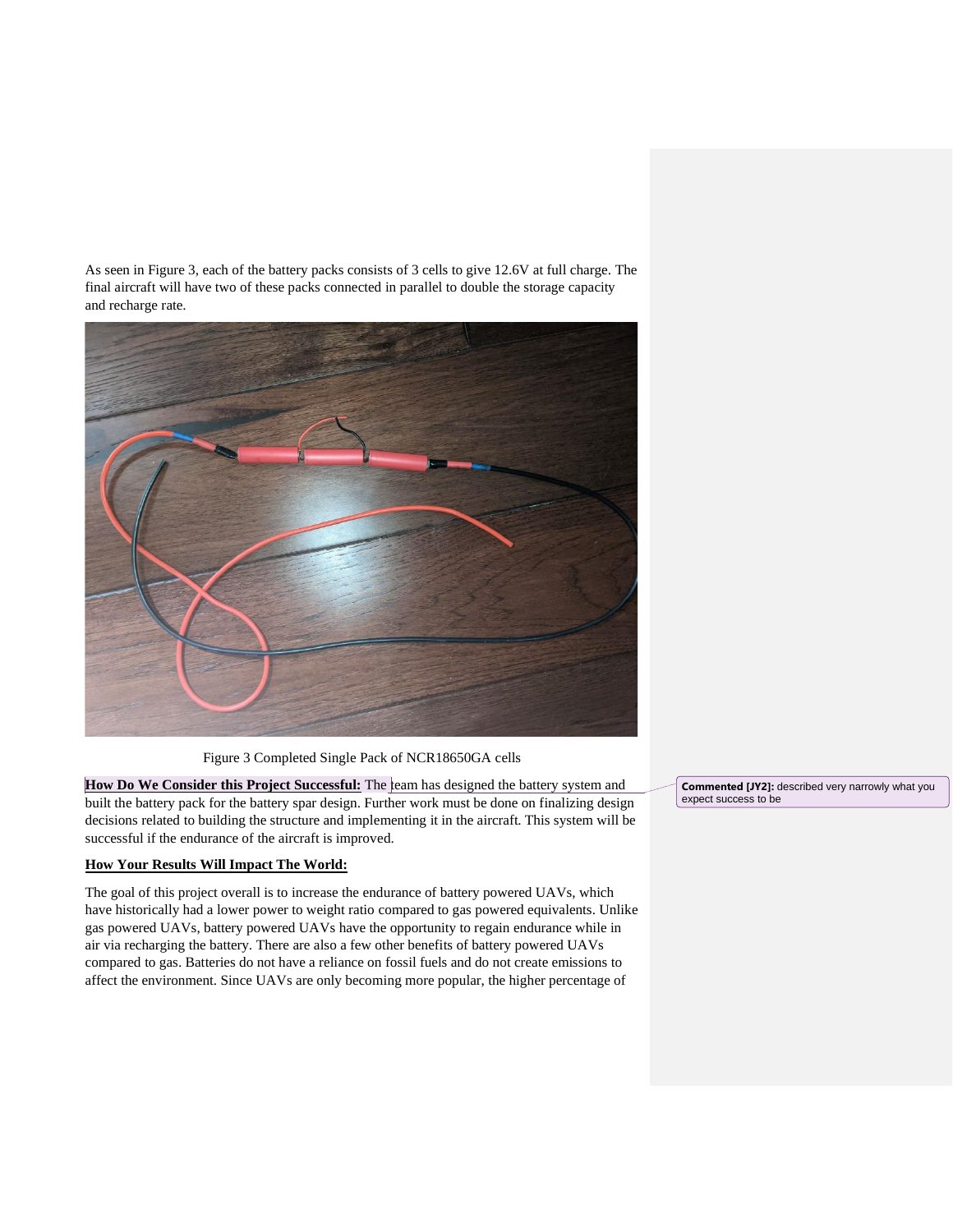As seen in Figure 3, each of the battery packs consists of 3 cells to give 12.6V at full charge. The final aircraft will have two of these packs connected in parallel to double the storage capacity and recharge rate.

Figure 3 Completed Single Pack of NCR18650GA cells

**How Do We Consider this Project Successful:** The team has designed the battery system and built the battery pack for the battery spar design. Further work must be done on finalizing design decisions related to building the structure and implementing it in the aircraft. This system will be successful if the endurance of the aircraft is improved.

**Commented [JY2]:** described very narrowly what you expect success to be

**How Your Results Will Impact The World:**

The goal of this project overall is to increase the endurance of battery powered UAVs, which have historically had a lower power to weight ratio compared to gas powered equivalents. Unlike gas powered UAVs, battery powered UAVs have the opportunity to regain endurance while in air via recharging the battery. There are also a few other benefits of battery powered UAVs compared to gas. Batteries do not have a reliance on fossil fuels and do not create emissions to affect the environment. Since UAVs are only becoming more popular, the higher percentage of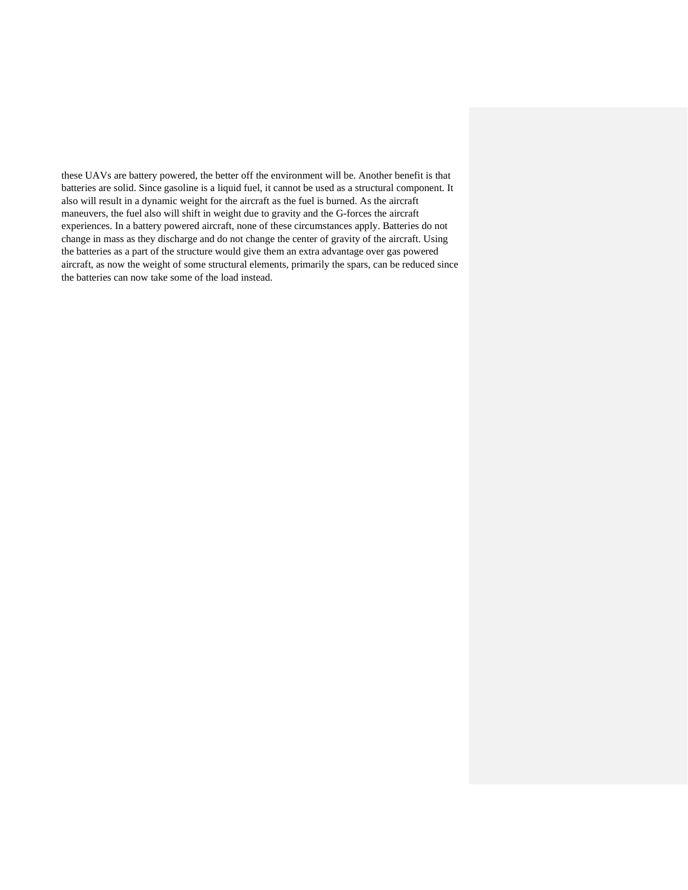these UAVs are battery powered, the better off the environment will be. Another benefit is that batteries are solid. Since gasoline is a liquid fuel, it cannot be used as a structural component. It also will result in a dynamic weight for the aircraft as the fuel is burned. As the aircraft maneuvers, the fuel also will shift in weight due to gravity and the G-forces the aircraft experiences. In a battery powered aircraft, none of these circumstances apply. Batteries do not change in mass as they discharge and do not change the center of gravity of the aircraft. Using the batteries as a part of the structure would give them an extra advantage over gas powered aircraft, as now the weight of some structural elements, primarily the spars, can be reduced since the batteries can now take some of the load instead.